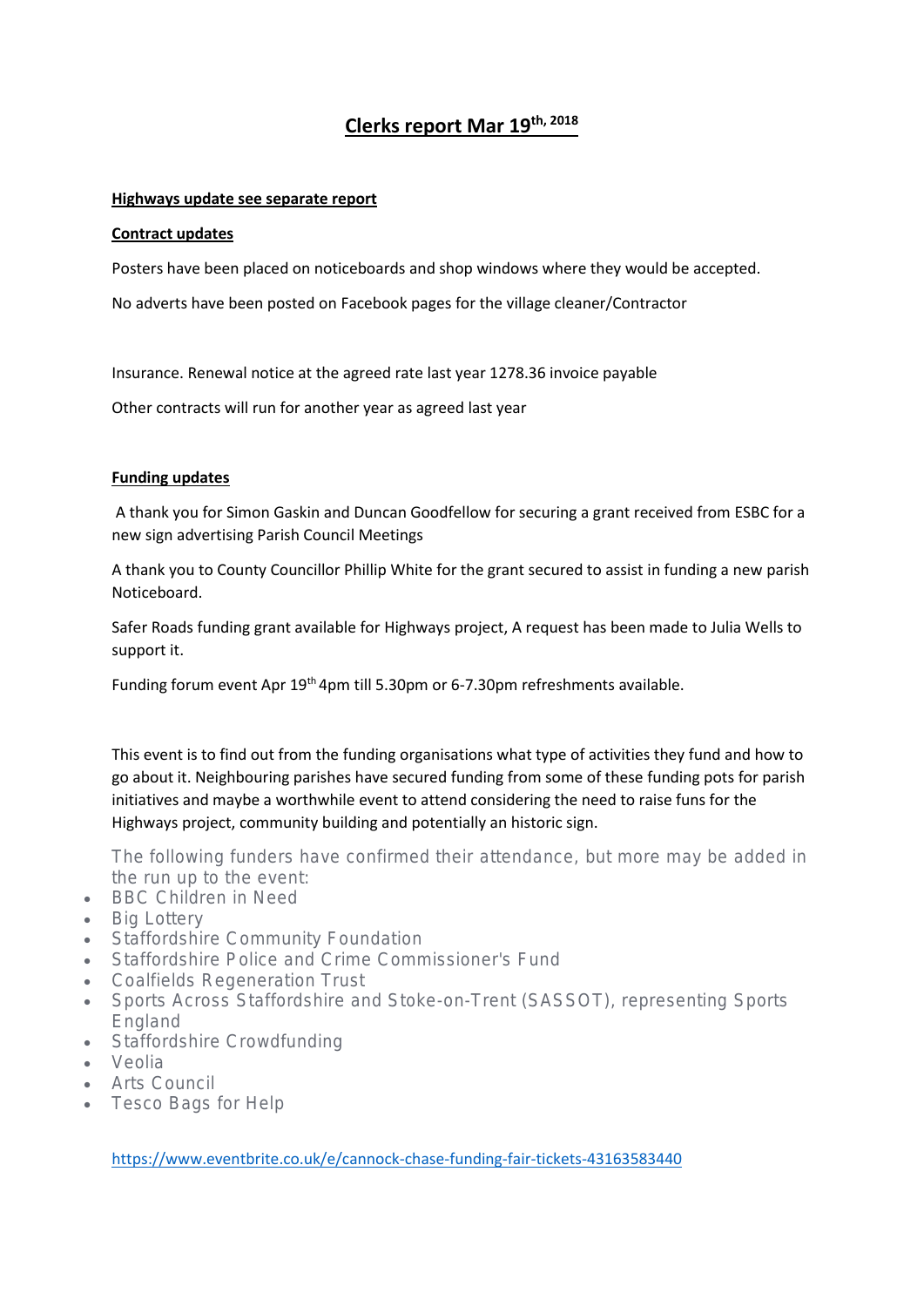# Clerks report Mar 19th, 2018

**Highways update see separate report**

**Contract updates**

Posters have been placed on noticeboards and shop windows where they would be accepted.

No adverts have been posted on Facebook pages for the village cleaner/Contractor

Insurance. Renewal notice at the agreed rate last year 1278.36 invoice payable

Other contracts will run for another year as agreed last year

**Funding updates**

A thank you for Simon Gaskin and Duncan Goodfellow for securing a grant received from ESBC for a new sign advertising Parish Council Meetings

A thank you to County Councillor Phillip White for the grant secured to assist in funding a new parish Noticeboard.

Safer Roads funding grant available for Highways project, A request has been made to Julia Wells to support it.

Funding forum event Apr 19th 4pm till 5.30pm or 6-7.30pm refreshments available.

This event is to find out from the funding organisations what type of activities they fund and how to go about it. Neighbouring parishes have secured funding from some of these funding pots for parish initiatives and maybe a worthwhile event to attend considering the need to raise funs for the Highways project, community building and potentially an historic sign.

The following funders have confirmed their attendance, but more may be added in the run up to the event:

- BBC Children in Need
- Big Lottery
- Staffordshire Community Foundation
- Staffordshire Police and Crime Commissioner's Fund
- Coalfields Regeneration Trust
- Sports Across Staffordshire and Stoke-on-Trent (SASSOT), representing Sports England
- Staffordshire Crowdfunding
- Veolia
- Arts Council
- Tesco Bags for Help

https://www.eventbrite.co.uk/e/cannock-chase-funding-fair-tickets-43163583440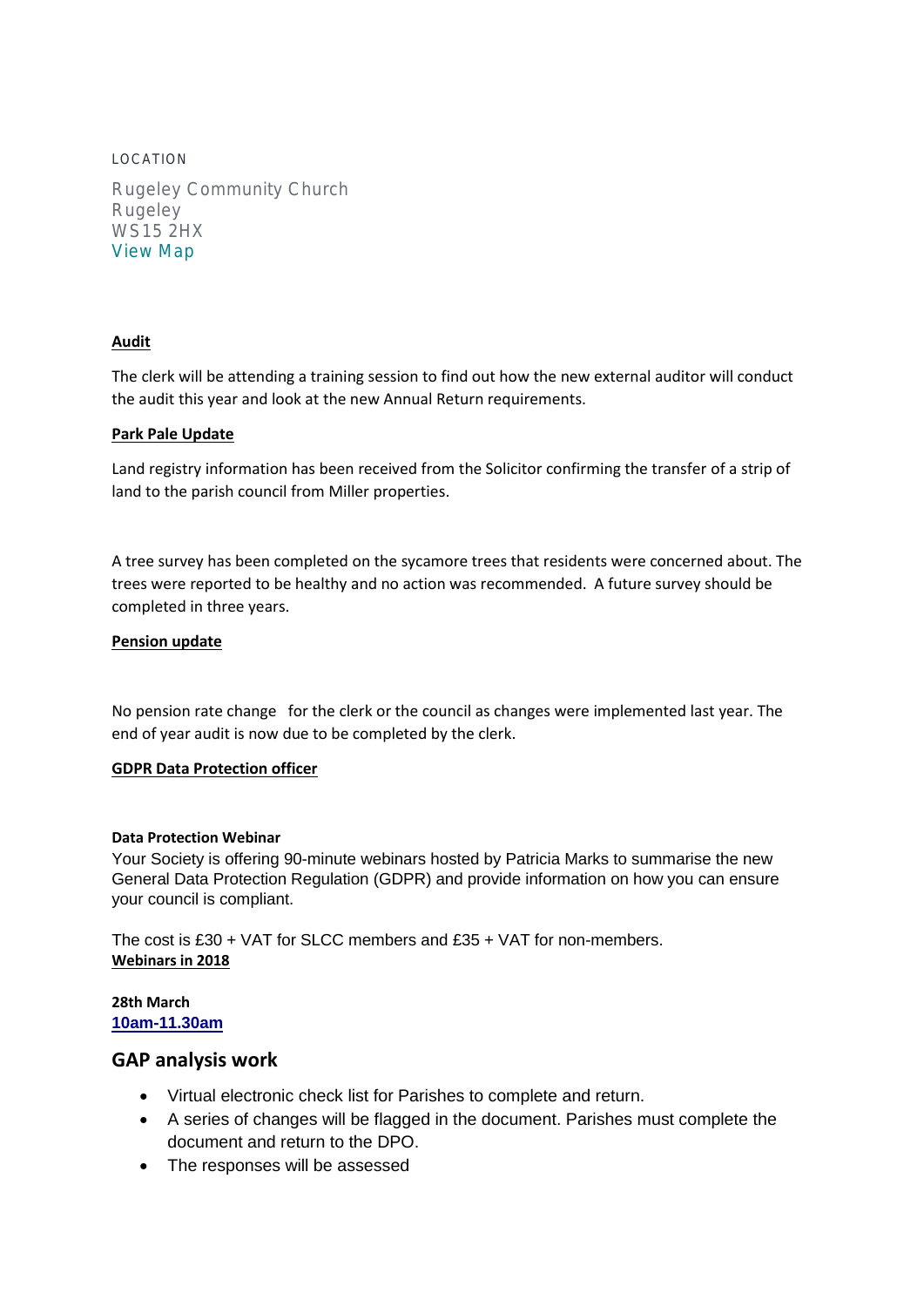LOCATION

Rugeley Community Church
Rugeley
WS15 2HX
View Map

**Audit**

The clerk will be attending a training session to find out how the new external auditor will conduct the audit this year and look at the new Annual Return requirements.

**Park Pale Update**

Land registry information has been received from the Solicitor confirming the transfer of a strip of land to the parish council from Miller properties.

A tree survey has been completed on the sycamore trees that residents were concerned about. The trees were reported to be healthy and no action was recommended. A future survey should be completed in three years.

**Pension update**

No pension rate change for the clerk or the council as changes were implemented last year. The end of year audit is now due to be completed by the clerk.

**GDPR Data Protection officer**

**Data Protection Webinar**

Your Society is offering 90-minute webinars hosted by Patricia Marks to summarise the new General Data Protection Regulation (GDPR) and provide information on how you can ensure your council is compliant.

The cost is £30 + VAT for SLCC members and £35 + VAT for non-members.
**Webinars in 2018**

**28th March**
**10am-11.30am**

## GAP analysis work

- Virtual electronic check list for Parishes to complete and return.
- A series of changes will be flagged in the document. Parishes must complete the document and return to the DPO.
- The responses will be assessed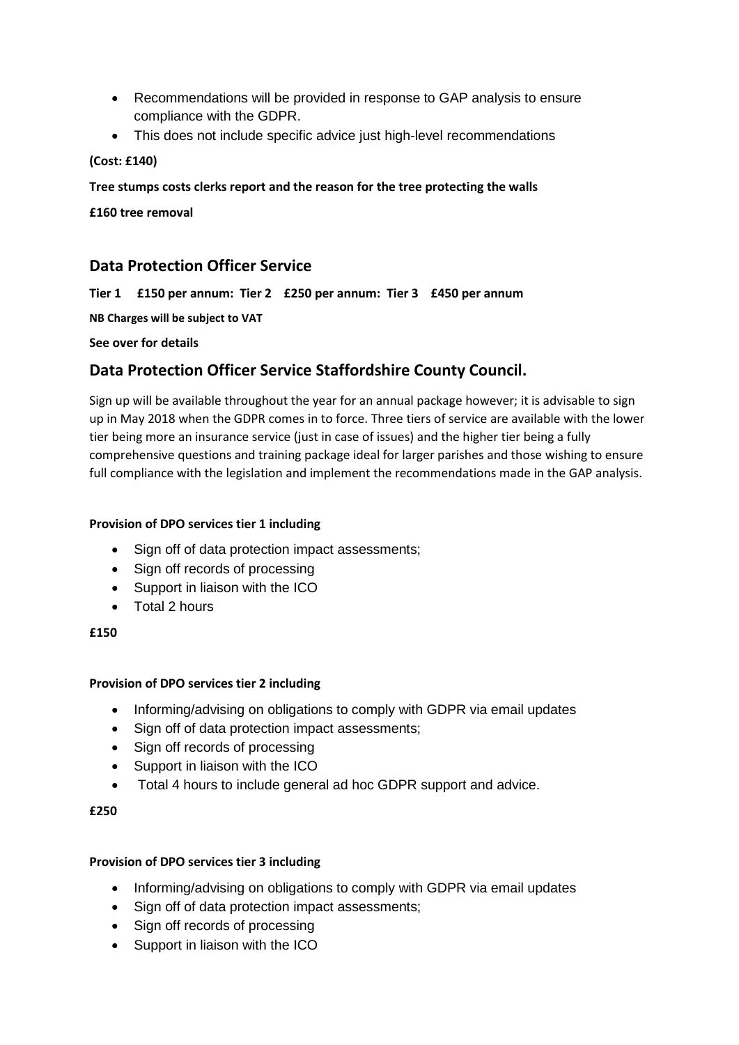- Recommendations will be provided in response to GAP analysis to ensure compliance with the GDPR.
- This does not include specific advice just high-level recommendations

**(Cost: £140)**

**Tree stumps costs clerks report and the reason for the tree protecting the walls**

**£160 tree removal**

## Data Protection Officer Service

**Tier 1 £150 per annum: Tier 2 £250 per annum: Tier 3 £450 per annum**

**NB Charges will be subject to VAT**

**See over for details**

## Data Protection Officer Service Staffordshire County Council.

Sign up will be available throughout the year for an annual package however; it is advisable to sign up in May 2018 when the GDPR comes in to force. Three tiers of service are available with the lower tier being more an insurance service (just in case of issues) and the higher tier being a fully comprehensive questions and training package ideal for larger parishes and those wishing to ensure full compliance with the legislation and implement the recommendations made in the GAP analysis.

**Provision of DPO services tier 1 including**

- Sign off of data protection impact assessments;
- Sign off records of processing
- Support in liaison with the ICO
- Total 2 hours

**£150**

**Provision of DPO services tier 2 including**

- Informing/advising on obligations to comply with GDPR via email updates
- Sign off of data protection impact assessments;
- Sign off records of processing
- Support in liaison with the ICO
- Total 4 hours to include general ad hoc GDPR support and advice.

**£250**

**Provision of DPO services tier 3 including**

- Informing/advising on obligations to comply with GDPR via email updates
- Sign off of data protection impact assessments;
- Sign off records of processing
- Support in liaison with the ICO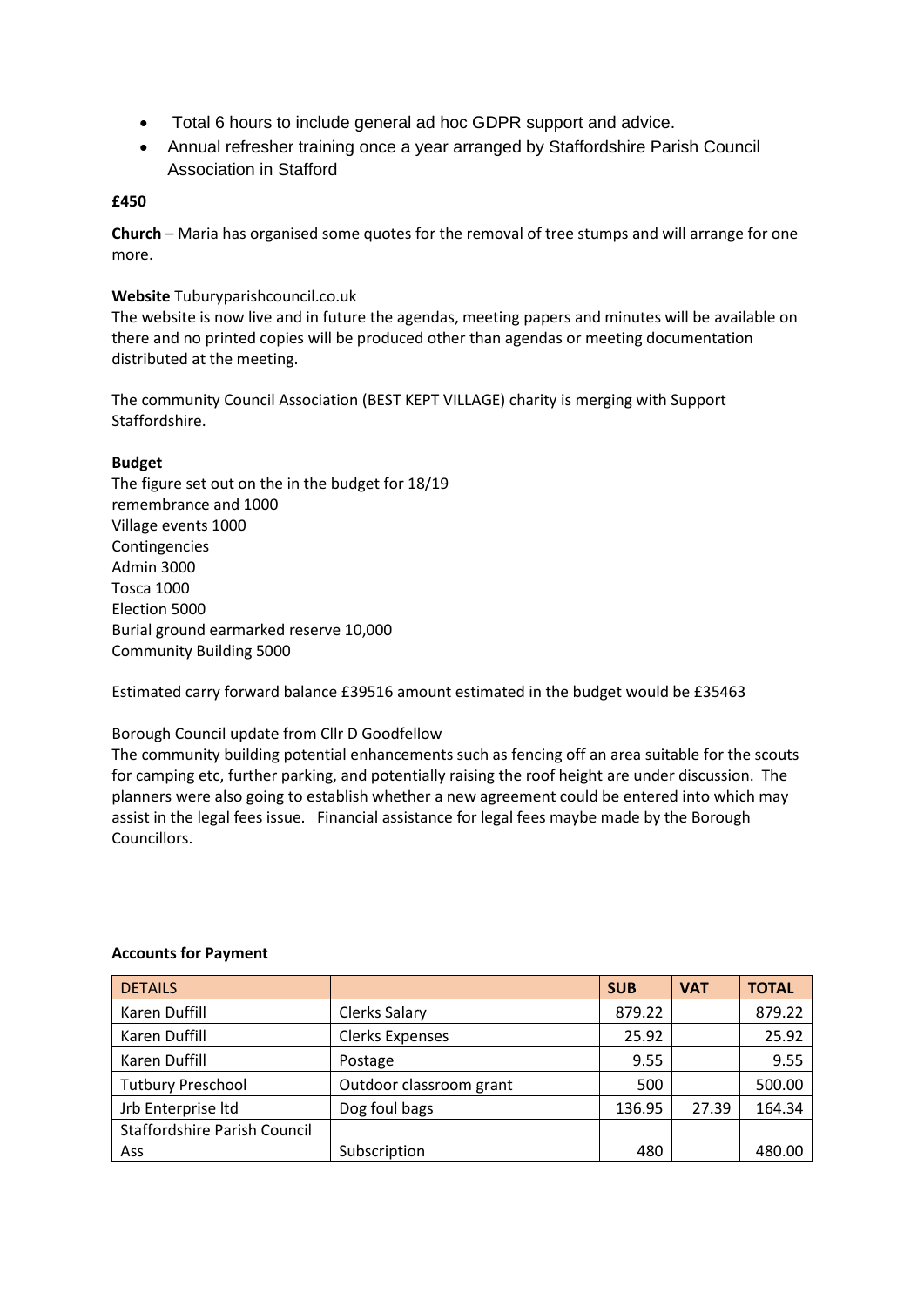- Total 6 hours to include general ad hoc GDPR support and advice.
- Annual refresher training once a year arranged by Staffordshire Parish Council Association in Stafford

**£450**

**Church** – Maria has organised some quotes for the removal of tree stumps and will arrange for one more.

**Website** Tuburyparishcouncil.co.uk
The website is now live and in future the agendas, meeting papers and minutes will be available on there and no printed copies will be produced other than agendas or meeting documentation distributed at the meeting.

The community Council Association (BEST KEPT VILLAGE) charity is merging with Support Staffordshire.

**Budget**
The figure set out on the in the budget for 18/19
remembrance and 1000
Village events 1000
Contingencies
Admin 3000
Tosca 1000
Election 5000
Burial ground earmarked reserve 10,000
Community Building 5000

Estimated carry forward balance £39516 amount estimated in the budget would be £35463

Borough Council update from Cllr D Goodfellow
The community building potential enhancements such as fencing off an area suitable for the scouts for camping etc, further parking, and potentially raising the roof height are under discussion. The planners were also going to establish whether a new agreement could be entered into which may assist in the legal fees issue. Financial assistance for legal fees maybe made by the Borough Councillors.

**Accounts for Payment**

| DETAILS | | SUB | VAT | TOTAL |
|---|---|---|---|---|
| Karen Duffill | Clerks Salary | 879.22 | | 879.22 |
| Karen Duffill | Clerks Expenses | 25.92 | | 25.92 |
| Karen Duffill | Postage | 9.55 | | 9.55 |
| Tutbury Preschool | Outdoor classroom grant | 500 | | 500.00 |
| Jrb Enterprise ltd | Dog foul bags | 136.95 | 27.39 | 164.34 |
| Staffordshire Parish Council Ass | Subscription | 480 | | 480.00 |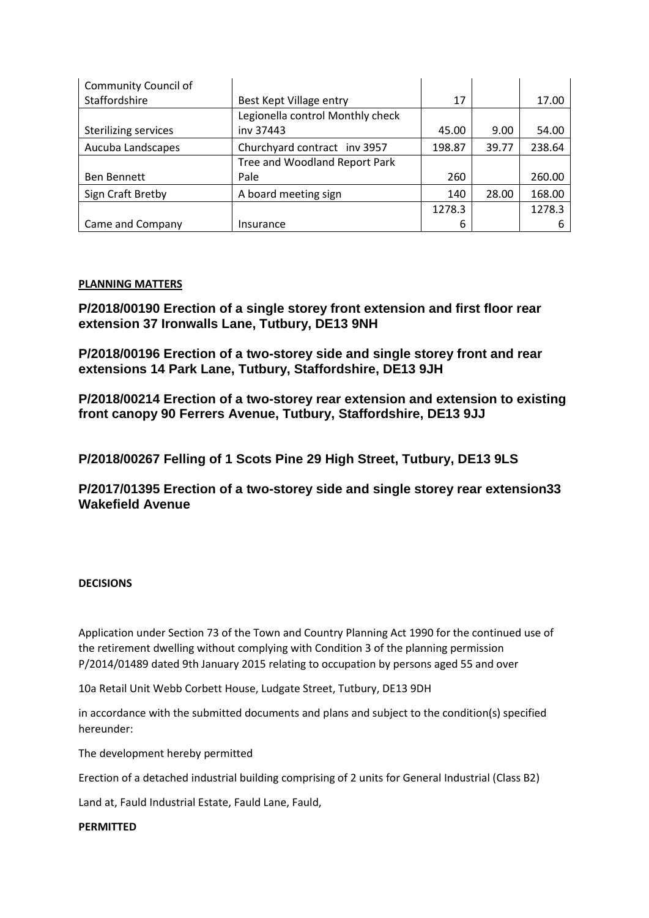| Community Council of Staffordshire | Best Kept Village entry | 17 | | 17.00 |
|---|---|---|---|---|
| Sterilizing services | Legionella control Monthly check inv 37443 | 45.00 | 9.00 | 54.00 |
| Aucuba Landscapes | Churchyard contract inv 3957 | 198.87 | 39.77 | 238.64 |
| Ben Bennett | Tree and Woodland Report Park Pale | 260 | | 260.00 |
| Sign Craft Bretby | A board meeting sign | 140 | 28.00 | 168.00 |
| Came and Company | Insurance | 1278.36 | | 1278.36 |

**PLANNING MATTERS**

**P/2018/00190 Erection of a single storey front extension and first floor rear extension 37 Ironwalls Lane, Tutbury, DE13 9NH**

**P/2018/00196 Erection of a two-storey side and single storey front and rear extensions 14 Park Lane, Tutbury, Staffordshire, DE13 9JH**

**P/2018/00214 Erection of a two-storey rear extension and extension to existing front canopy 90 Ferrers Avenue, Tutbury, Staffordshire, DE13 9JJ**

**P/2018/00267 Felling of 1 Scots Pine 29 High Street, Tutbury, DE13 9LS**

**P/2017/01395 Erection of a two-storey side and single storey rear extension33 Wakefield Avenue**

**DECISIONS**

Application under Section 73 of the Town and Country Planning Act 1990 for the continued use of the retirement dwelling without complying with Condition 3 of the planning permission P/2014/01489 dated 9th January 2015 relating to occupation by persons aged 55 and over

10a Retail Unit Webb Corbett House, Ludgate Street, Tutbury, DE13 9DH

in accordance with the submitted documents and plans and subject to the condition(s) specified hereunder:

The development hereby permitted

Erection of a detached industrial building comprising of 2 units for General Industrial (Class B2)

Land at, Fauld Industrial Estate, Fauld Lane, Fauld,

**PERMITTED**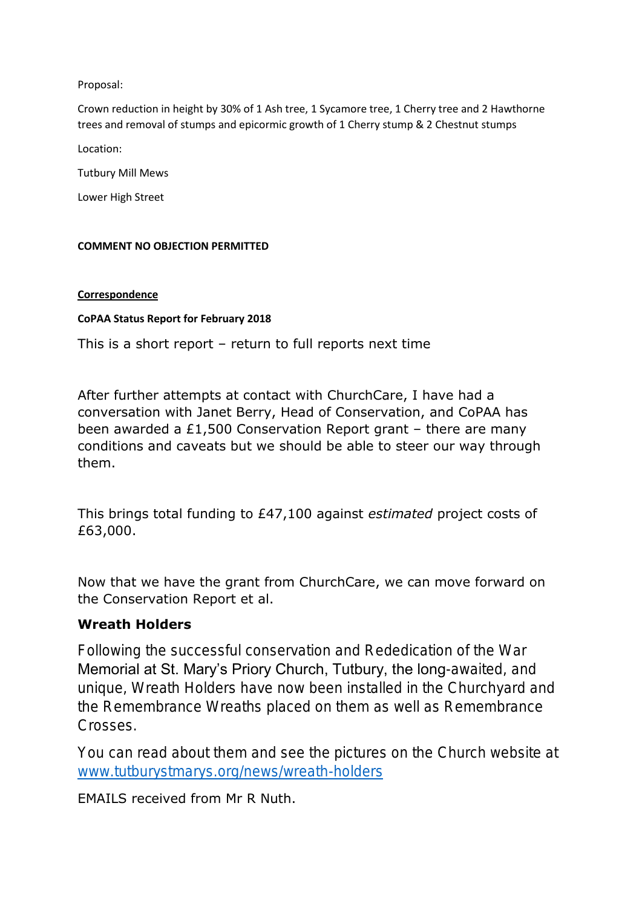Proposal:

Crown reduction in height by 30% of 1 Ash tree, 1 Sycamore tree, 1 Cherry tree and 2 Hawthorne trees and removal of stumps and epicormic growth of 1 Cherry stump & 2 Chestnut stumps

Location:

Tutbury Mill Mews

Lower High Street

**COMMENT NO OBJECTION PERMITTED**

**Correspondence**

**CoPAA Status Report for February 2018**

This is a short report – return to full reports next time

After further attempts at contact with ChurchCare, I have had a conversation with Janet Berry, Head of Conservation, and CoPAA has been awarded a £1,500 Conservation Report grant – there are many conditions and caveats but we should be able to steer our way through them.

This brings total funding to £47,100 against *estimated* project costs of £63,000.

Now that we have the grant from ChurchCare, we can move forward on the Conservation Report et al.

**Wreath Holders**

Following the successful conservation and Rededication of the War Memorial at St. Mary's Priory Church, Tutbury, the long-awaited, and unique, Wreath Holders have now been installed in the Churchyard and the Remembrance Wreaths placed on them as well as Remembrance Crosses.

You can read about them and see the pictures on the Church website at www.tutburystmarys.org/news/wreath-holders

EMAILS received from Mr R Nuth.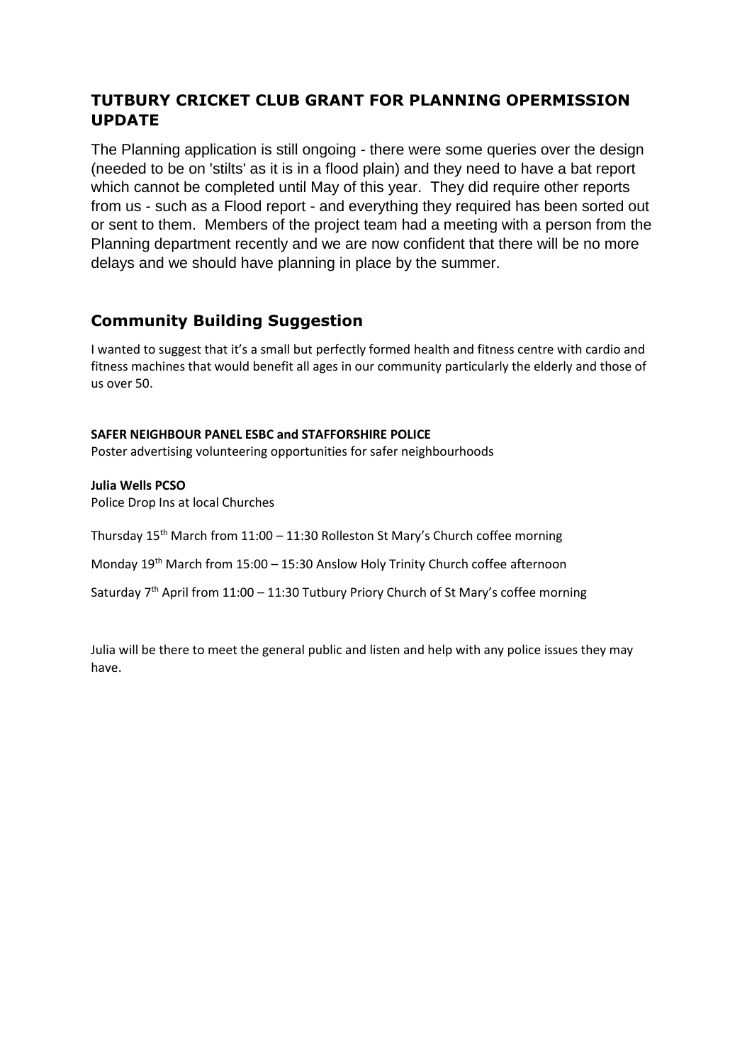## TUTBURY CRICKET CLUB GRANT FOR PLANNING OPERMISSION UPDATE

The Planning application is still ongoing - there were some queries over the design (needed to be on 'stilts' as it is in a flood plain) and they need to have a bat report which cannot be completed until May of this year. They did require other reports from us - such as a Flood report - and everything they required has been sorted out or sent to them. Members of the project team had a meeting with a person from the Planning department recently and we are now confident that there will be no more delays and we should have planning in place by the summer.

## Community Building Suggestion

I wanted to suggest that it's a small but perfectly formed health and fitness centre with cardio and fitness machines that would benefit all ages in our community particularly the elderly and those of us over 50.

**SAFER NEIGHBOUR PANEL ESBC and STAFFORSHIRE POLICE**
Poster advertising volunteering opportunities for safer neighbourhoods

**Julia Wells PCSO**
Police Drop Ins at local Churches

Thursday 15th March from 11:00 – 11:30 Rolleston St Mary's Church coffee morning

Monday 19th March from 15:00 – 15:30 Anslow Holy Trinity Church coffee afternoon

Saturday 7th April from 11:00 – 11:30 Tutbury Priory Church of St Mary's coffee morning

Julia will be there to meet the general public and listen and help with any police issues they may have.